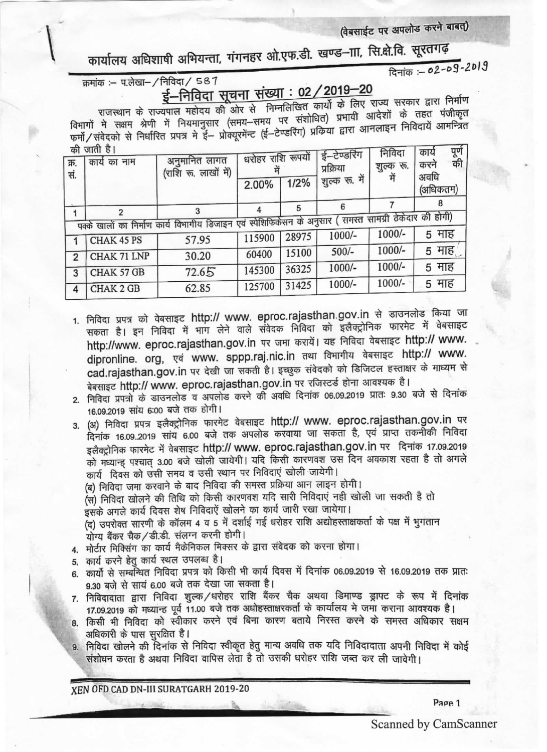(वेबसाईट पर अपलोड करने बाबत)

# कार्यालय अधिशाषी अभियन्ता, गंगनहर ओ.एफ.डी. खण्ड–III, सि.क्षे.वि. सूरतगढ़

क्रमांक :– प.लेखा–/निविदा/ 587

दिनांक :– 02-09-2019

## ई–निविदा सूचना संख्या : 02/2019–20

राजस्थान के राज्यपाल महोदय की ओर से निम्नलिखित कार्यो के लिए राज्य सरकार द्वारा निर्माण विभागों मे सक्षम श्रेणी में नियमानुसार (समय–समय पर संशोधित) प्रभावी आदेशों के तहत पंजीकृत फर्मो/संवेदको से निर्धारित प्रपत्र मे ई– प्रोक्यूरमेंन्ट (ई–टेण्डरिंग) प्रकिया द्वारा आनलाइन निविदायें आमन्त्रित की जाती है।

| क्र. सं. | कार्य का नाम | अनुमानित लागत (राशि रू. लाखों में) | धरोहर राशि रूपयों में | | ई–टेण्डरिंग प्रक्रिया शुल्क रू. में | निविदा शुल्क रू. में | कार्य पूर्ण करने की अवधि (अधिकतम) |
|---|---|---|---|---|---|---|---|
| | | | 2.00% | 1/2% | | | |
| 1 | 2 | 3 | 4 | 5 | 6 | 7 | 8 |
| पक्के खालों का निर्माण कार्य विभागीय डिजाइन एवं स्पेसिफिकेसन के अनुसार ( समस्त सामग्री ठेकेदार की होगी) | | | | | | | |
| 1 | CHAK 45 PS | 57.95 | 115900 | 28975 | 1000/- | 1000/- | 5 माह |
| 2 | CHAK 71 LNP | 30.20 | 60400 | 15100 | 500/- | 1000/- | 5 माह |
| 3 | CHAK 57 GB | 72.65 | 145300 | 36325 | 1000/- | 1000/- | 5 माह |
| 4 | CHAK 2 GB | 62.85 | 125700 | 31425 | 1000/- | 1000/- | 5 माह |

1. निविदा प्रपत्र को वेबसाइट http:// www. eproc.rajasthan.gov.in से डाउनलोड किया जा सकता है। इन निविदा में भाग लेने वाले संवेदक निविदा को इलैक्ट्रोनिक फारमेट में वेबसाइट http://www. eproc.rajasthan.gov.in पर जमा करायें। यह निविदा वेबसाइट http:// www. dipronline. org, एवं www. sppp.raj.nic.in तथा विभागीय वेबसाइट http:// www. cad.rajasthan.gov.in पर देखी जा सकती है। इच्छुक संवेदको को डिजिटल हस्ताक्षर के माध्यम से बेवसाइट http:// www. eproc.rajasthan.gov.in पर रजिस्टर्ड होना आवश्यक है।
2. निविदा प्रपत्रो के डाउनलोड व अपलोड करने की अवधि दिनांक 06.09.2019 प्रातः 9.30 बजे से दिनांक 16.09.2019 सांय 6:00 बजे तक होगी।
3. (अ) निविदा प्रपत्र इलैक्ट्रोनिक फारमेट वेबसाइट http:// www. eproc.rajasthan.gov.in पर दिनांक 16.09..2019 सांय 6.00 बजे तक अपलोड करवाया जा सकता है, एवं प्राप्त तकनीकी निविदा इलैक्ट्रोनिक फारमेट में वेबसाइट http:// www. eproc.rajasthan.gov.in पर दिनांक 17.09.2019 को मध्यान्ह पश्चात् 3.00 बजे खोली जायेगी। यदि किसी कारणवश उस दिन अवकाश रहता है तो अगले कार्य दिवस को उसी समय व उसी स्थान पर निविदाएं खोली जायेगी।
   (ब) निविदा जमा करवाने के बाद निविदा की समस्त प्रक्रिया आन लाइन होगी।
   (स) निविदा खोलने की तिथि को किसी कारणवश यदि सारी निविदाएं नही खोली जा सकती है तो इसके अगले कार्य दिवस शेष निविदाऐं खोलने का कार्य जारी रखा जायेगा।
   (द) उपरोक्त सारणी के कॉलम 4 व 5 में दर्शाई गई धरोहर राशि अद्योहस्ताक्षकर्ता के पक्ष में भुगतान योग्य बैंकर चैक/डी.डी. संलग्न करनी होगी।
4. मोर्टार मिक्सिंग का कार्य मैकेनिकल मिक्सर के द्वारा संवेदक को करना होगा।
5. कार्य करने हेतु कार्य स्थल उपलब्ध है।
6. कार्यो से सम्बन्धित निविदा प्रपत्र को किसी भी कार्य दिवस में दिनांक 06.09.2019 से 16.09.2019 तक प्रातः 9.30 बजे से सायं 6.00 बजे तक देखा जा सकता है।
7. निविदादाता द्वारा निविदा शुल्क/धरोहर राशि बैंकर चैक अथवा डिमाण्ड ड्राफ्ट के रूप में दिनांक 17.09.2019 को मध्यान्ह पूर्व 11.00 बजे तक अधोहस्ताक्षरकर्ता के कार्यालय मे जमा कराना आवश्यक है।
8. किसी भी निविदा को स्वीकार करने एवं बिना कारण बताये निरस्त करने के समस्त अधिकार सक्षम अधिकारी के पास सुरक्षित है।
9. निविदा खोलने की दिनांक से निविदा स्वीकृत हेतु मान्य अवधि तक यदि निविदादाता अपनी निविदा में कोई संशोधन करता है अथवा निविदा वापिस लेता है तो उसकी धरोहर राशि जब्त कर ली जावेगी।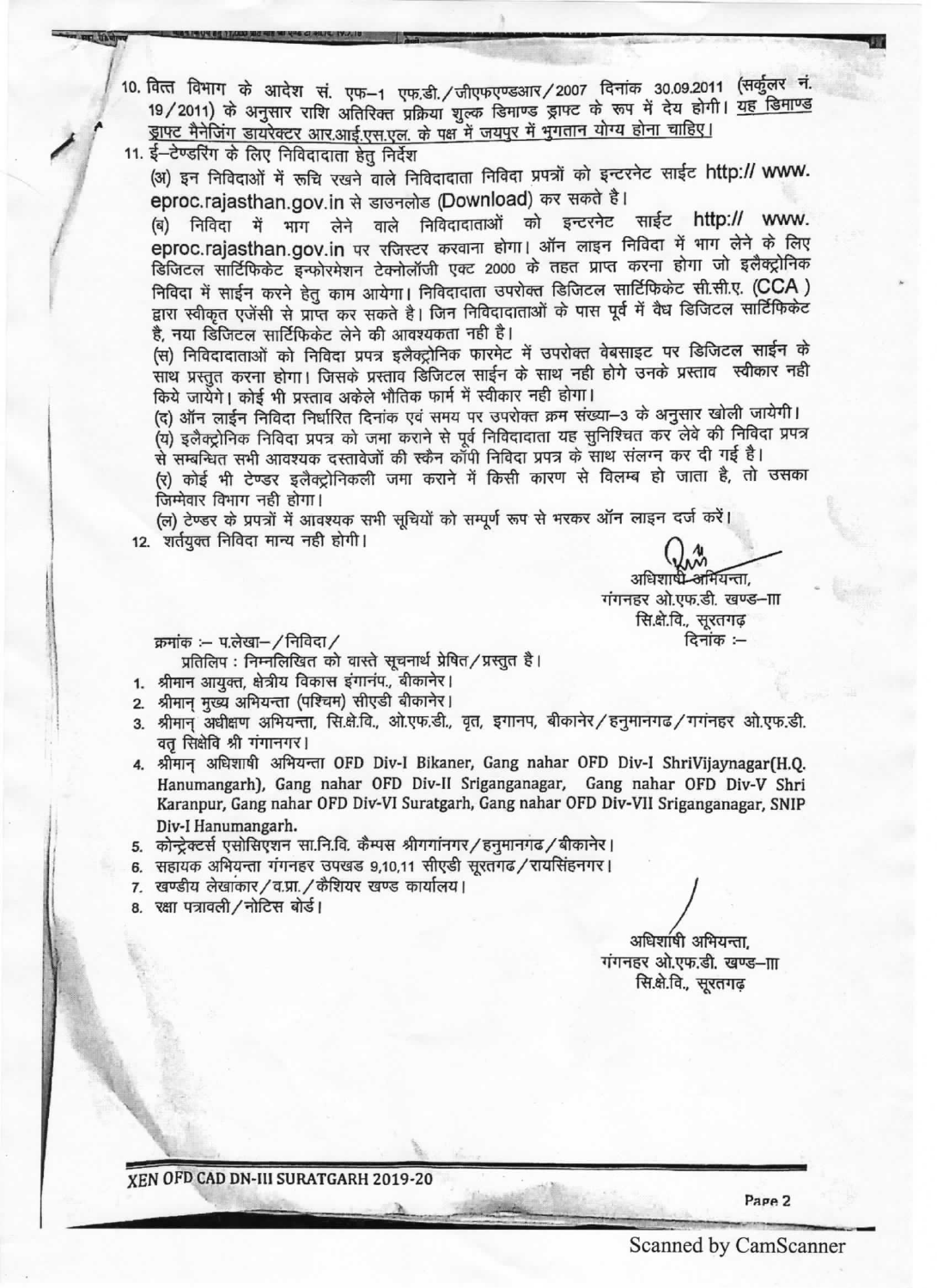10. वित्त विभाग के आदेश सं. एफ–1 एफ.डी./जीएफएण्डआर/2007 दिनांक 30.09.2011 (सर्कुलर नं. 19/2011) के अनुसार राशि अतिरिक्त प्रक्रिया शुल्क डिमाण्ड ड्राफ्ट के रूप में देय होगी। <u>यह डिमाण्ड ड्राफ्ट मैनेजिंग डायरेक्टर आर.आई.एस.एल. के पक्ष में जयपुर में भुगतान योग्य होना चाहिए।</u>

11. ई–टेण्डरिंग के लिए निविदादाता हेतु निर्देश

(अ) इन निविदाओं में रूचि रखने वाले निविदादाता निविदा प्रपत्रों को इन्टरनेट साईट http:// www.eproc.rajasthan.gov.in से डाउनलोड (Download) कर सकते है।

(ब) निविदा में भाग लेने वाले निविदादाताओं को इन्टरनेट साईट http:// www.eproc.rajasthan.gov.in पर रजिस्टर करवाना होगा। ऑन लाइन निविदा में भाग लेने के लिए डिजिटल सार्टिफिकेट इन्फोरमेशन टेक्नोलॉजी एक्ट 2000 के तहत प्राप्त करना होगा जो इलैक्ट्रोनिक निविदा में साईन करने हेतु काम आयेगा। निविदादाता उपरोक्त डिजिटल सार्टिफिकेट सी.सी.ए. (CCA) द्वारा स्वीकृत एजेंसी से प्राप्त कर सकते है। जिन निविदादाताओं के पास पूर्व में वैध डिजिटल सार्टिफिकेट है, नया डिजिटल सार्टिफिकेट लेने की आवश्यकता नही है।

(स) निविदादाताओं को निविदा प्रपत्र इलैक्ट्रोनिक फारमेट में उपरोक्त वेबसाइट पर डिजिटल साईन के साथ प्रस्तुत करना होगा। जिसके प्रस्ताव डिजिटल साईन के साथ नही होगे उनके प्रस्ताव स्वीकार नही किये जायेगे। कोई भी प्रस्ताव अकेले भौतिक फार्म में स्वीकार नही होगा।

(द) ऑन लाईन निविदा निर्धारित दिनांक एवं समय पर उपरोक्त क्रम संख्या–3 के अनुसार खोली जायेगी।

(य) इलैक्ट्रोनिक निविदा प्रपत्र को जमा कराने से पूर्व निविदादाता यह सुनिश्चित कर लेवे की निविदा प्रपत्र से सम्बन्धित सभी आवश्यक दस्तावेजों की स्कैन कॉपी निविदा प्रपत्र के साथ संलग्न कर दी गई है।

(र) कोई भी टेण्डर इलैक्ट्रोनिकली जमा कराने में किसी कारण से विलम्ब हो जाता है, तो उसका जिम्मेवार विभाग नही होगा।

(ल) टेण्डर के प्रपत्रों में आवश्यक सभी सूचियों को सम्पूर्ण रूप से भरकर ऑन लाइन दर्ज करें।

12. शर्तयुक्त निविदा मान्य नही होगी।

अधिशाषी अभियन्ता,
गंगनहर ओ.एफ.डी. खण्ड–III
सि.क्षे.वि., सूरतगढ़

क्रमांक :– प.लेखा–/निविदा/ दिनांक :–

प्रतिलिप : निम्नलिखित को वास्ते सूचनार्थ प्रेषित/प्रस्तुत है।

1. श्रीमान आयुक्त, क्षेत्रीय विकास इंगानंप., बीकानेर।
2. श्रीमान मुख्य अभियन्ता (पश्चिम) सीएडी बीकानेर।
3. श्रीमान् अधीक्षण अभियन्ता, सि.क्षे.वि., ओ.एफ.डी., वृत, इगानप, बीकानेर/हनुमानगढ/गगंनहर ओ.एफ.डी. वत् सिक्षेवि श्री गंगानगर।
4. श्रीमान् अधिशाषी अभियन्ता OFD Div-I Bikaner, Gang nahar OFD Div-I ShriVijaynagar(H.Q. Hanumangarh), Gang nahar OFD Div-II Sriganganagar, Gang nahar OFD Div-V Shri Karanpur, Gang nahar OFD Div-VI Suratgarh, Gang nahar OFD Div-VII Sriganganagar, SNIP Div-I Hanumangarh.
5. कोन्ट्रेक्टर्स एसोसिएशन सा.नि.वि. कैम्पस श्रीगगांनगर/हनुमानगढ/बीकानेर।
6. सहायक अभियन्ता गंगनहर उपखड 9,10,11 सीएडी सूरतगढ/रायसिंहनगर।
7. खण्डीय लेखाकार/व.प्रा./कैशियर खण्ड कार्यालय।
8. रक्षा पत्रावली/नोटिस बोर्ड।

अधिशाषी अभियन्ता,
गंगनहर ओ.एफ.डी. खण्ड–III
सि.क्षे.वि., सूरतगढ़